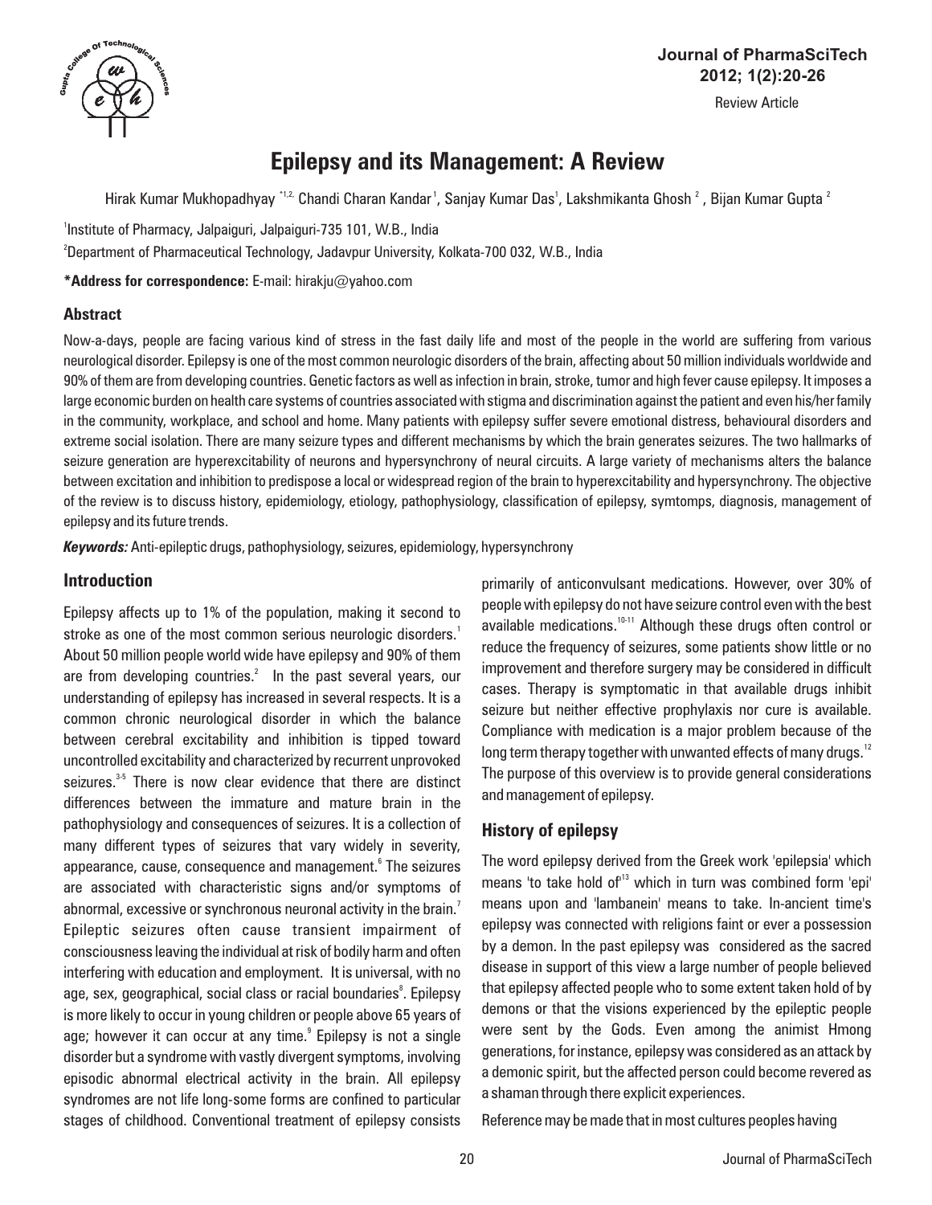# Epilepsy and its Management: A Review

Hirak Kumar Mukhopadhyay [*1,2], Chandi Charan Kandar [1], Sanjay Kumar Das [1], Lakshmikanta Ghosh [2], Bijan Kumar Gupta [2]

[1] Institute of Pharmacy, Jalpaiguri, Jalpaiguri-735 101, W.B., India

[2] Department of Pharmaceutical Technology, Jadavpur University, Kolkata-700 032, W.B., India

**\*Address for correspondence:** E-mail: hirakju@yahoo.com

## Abstract

Now-a-days, people are facing various kind of stress in the fast daily life and most of the people in the world are suffering from various neurological disorder. Epilepsy is one of the most common neurologic disorders of the brain, affecting about 50 million individuals worldwide and 90% of them are from developing countries. Genetic factors as well as infection in brain, stroke, tumor and high fever cause epilepsy. It imposes a large economic burden on health care systems of countries associated with stigma and discrimination against the patient and even his/her family in the community, workplace, and school and home. Many patients with epilepsy suffer severe emotional distress, behavioural disorders and extreme social isolation. There are many seizure types and different mechanisms by which the brain generates seizures. The two hallmarks of seizure generation are hyperexcitability of neurons and hypersynchrony of neural circuits. A large variety of mechanisms alters the balance between excitation and inhibition to predispose a local or widespread region of the brain to hyperexcitability and hypersynchrony. The objective of the review is to discuss history, epidemiology, etiology, pathophysiology, classification of epilepsy, symtomps, diagnosis, management of epilepsy and its future trends.

***Keywords:*** Anti-epileptic drugs, pathophysiology, seizures, epidemiology, hypersynchrony

## Introduction

Epilepsy affects up to 1% of the population, making it second to stroke as one of the most common serious neurologic disorders.[1] About 50 million people world wide have epilepsy and 90% of them are from developing countries.[2] In the past several years, our understanding of epilepsy has increased in several respects. It is a common chronic neurological disorder in which the balance between cerebral excitability and inhibition is tipped toward uncontrolled excitability and characterized by recurrent unprovoked seizures.[3-5] There is now clear evidence that there are distinct differences between the immature and mature brain in the pathophysiology and consequences of seizures. It is a collection of many different types of seizures that vary widely in severity, appearance, cause, consequence and management.[6] The seizures are associated with characteristic signs and/or symptoms of abnormal, excessive or synchronous neuronal activity in the brain.[7] Epileptic seizures often cause transient impairment of consciousness leaving the individual at risk of bodily harm and often interfering with education and employment. It is universal, with no age, sex, geographical, social class or racial boundaries[8]. Epilepsy is more likely to occur in young children or people above 65 years of age; however it can occur at any time.[9] Epilepsy is not a single disorder but a syndrome with vastly divergent symptoms, involving episodic abnormal electrical activity in the brain. All epilepsy syndromes are not life long-some forms are confined to particular stages of childhood. Conventional treatment of epilepsy consists primarily of anticonvulsant medications. However, over 30% of people with epilepsy do not have seizure control even with the best available medications.[10-11] Although these drugs often control or reduce the frequency of seizures, some patients show little or no improvement and therefore surgery may be considered in difficult cases. Therapy is symptomatic in that available drugs inhibit seizure but neither effective prophylaxis nor cure is available. Compliance with medication is a major problem because of the long term therapy together with unwanted effects of many drugs.[12] The purpose of this overview is to provide general considerations and management of epilepsy.

## History of epilepsy

The word epilepsy derived from the Greek work 'epilepsia' which means 'to take hold of'[13] which in turn was combined form 'epi' means upon and 'lambanein' means to take. In-ancient time's epilepsy was connected with religions faint or ever a possession by a demon. In the past epilepsy was considered as the sacred disease in support of this view a large number of people believed that epilepsy affected people who to some extent taken hold of by demons or that the visions experienced by the epileptic people were sent by the Gods. Even among the animist Hmong generations, for instance, epilepsy was considered as an attack by a demonic spirit, but the affected person could become revered as a shaman through there explicit experiences.

Reference may be made that in most cultures peoples having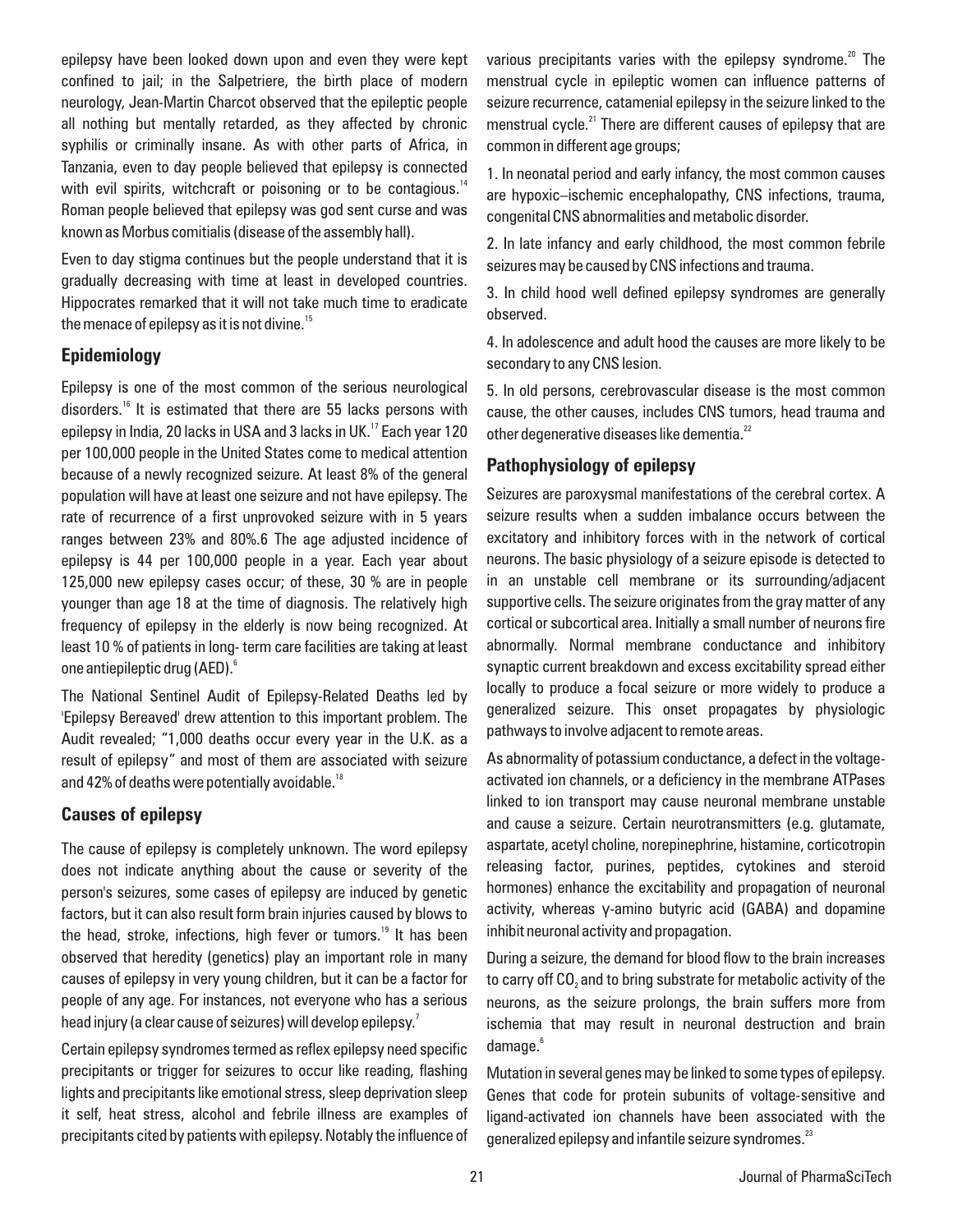epilepsy have been looked down upon and even they were kept confined to jail; in the Salpetriere, the birth place of modern neurology, Jean-Martin Charcot observed that the epileptic people all nothing but mentally retarded, as they affected by chronic syphilis or criminally insane. As with other parts of Africa, in Tanzania, even to day people believed that epilepsy is connected with evil spirits, witchcraft or poisoning or to be contagious.[14] Roman people believed that epilepsy was god sent curse and was known as Morbus comitialis (disease of the assembly hall).

Even to day stigma continues but the people understand that it is gradually decreasing with time at least in developed countries. Hippocrates remarked that it will not take much time to eradicate the menace of epilepsy as it is not divine.[15]

## Epidemiology

Epilepsy is one of the most common of the serious neurological disorders.[16] It is estimated that there are 55 lacks persons with epilepsy in India, 20 lacks in USA and 3 lacks in UK.[17] Each year 120 per 100,000 people in the United States come to medical attention because of a newly recognized seizure. At least 8% of the general population will have at least one seizure and not have epilepsy. The rate of recurrence of a first unprovoked seizure with in 5 years ranges between 23% and 80%.6 The age adjusted incidence of epilepsy is 44 per 100,000 people in a year. Each year about 125,000 new epilepsy cases occur; of these, 30 % are in people younger than age 18 at the time of diagnosis. The relatively high frequency of epilepsy in the elderly is now being recognized. At least 10 % of patients in long- term care facilities are taking at least one antiepileptic drug (AED).[6]

The National Sentinel Audit of Epilepsy-Related Deaths led by 'Epilepsy Bereaved' drew attention to this important problem. The Audit revealed; "1,000 deaths occur every year in the U.K. as a result of epilepsy" and most of them are associated with seizure and 42% of deaths were potentially avoidable.[18]

## Causes of epilepsy

The cause of epilepsy is completely unknown. The word epilepsy does not indicate anything about the cause or severity of the person's seizures, some cases of epilepsy are induced by genetic factors, but it can also result form brain injuries caused by blows to the head, stroke, infections, high fever or tumors.[19] It has been observed that heredity (genetics) play an important role in many causes of epilepsy in very young children, but it can be a factor for people of any age. For instances, not everyone who has a serious head injury (a clear cause of seizures) will develop epilepsy.[7]

Certain epilepsy syndromes termed as reflex epilepsy need specific precipitants or trigger for seizures to occur like reading, flashing lights and precipitants like emotional stress, sleep deprivation sleep it self, heat stress, alcohol and febrile illness are examples of precipitants cited by patients with epilepsy. Notably the influence of various precipitants varies with the epilepsy syndrome.[20] The menstrual cycle in epileptic women can influence patterns of seizure recurrence, catamenial epilepsy in the seizure linked to the menstrual cycle.[21] There are different causes of epilepsy that are common in different age groups;

1. In neonatal period and early infancy, the most common causes are hypoxic–ischemic encephalopathy, CNS infections, trauma, congenital CNS abnormalities and metabolic disorder.

2. In late infancy and early childhood, the most common febrile seizures may be caused by CNS infections and trauma.

3. In child hood well defined epilepsy syndromes are generally observed.

4. In adolescence and adult hood the causes are more likely to be secondary to any CNS lesion.

5. In old persons, cerebrovascular disease is the most common cause, the other causes, includes CNS tumors, head trauma and other degenerative diseases like dementia.[22]

## Pathophysiology of epilepsy

Seizures are paroxysmal manifestations of the cerebral cortex. A seizure results when a sudden imbalance occurs between the excitatory and inhibitory forces with in the network of cortical neurons. The basic physiology of a seizure episode is detected to in an unstable cell membrane or its surrounding/adjacent supportive cells. The seizure originates from the gray matter of any cortical or subcortical area. Initially a small number of neurons fire abnormally. Normal membrane conductance and inhibitory synaptic current breakdown and excess excitability spread either locally to produce a focal seizure or more widely to produce a generalized seizure. This onset propagates by physiologic pathways to involve adjacent to remote areas.

As abnormality of potassium conductance, a defect in the voltage-activated ion channels, or a deficiency in the membrane ATPases linked to ion transport may cause neuronal membrane unstable and cause a seizure. Certain neurotransmitters (e.g. glutamate, aspartate, acetyl choline, norepinephrine, histamine, corticotropin releasing factor, purines, peptides, cytokines and steroid hormones) enhance the excitability and propagation of neuronal activity, whereas γ-amino butyric acid (GABA) and dopamine inhibit neuronal activity and propagation.

During a seizure, the demand for blood flow to the brain increases to carry off $CO_2$ and to bring substrate for metabolic activity of the neurons, as the seizure prolongs, the brain suffers more from ischemia that may result in neuronal destruction and brain damage.[6]

Mutation in several genes may be linked to some types of epilepsy. Genes that code for protein subunits of voltage-sensitive and ligand-activated ion channels have been associated with the generalized epilepsy and infantile seizure syndromes.[23]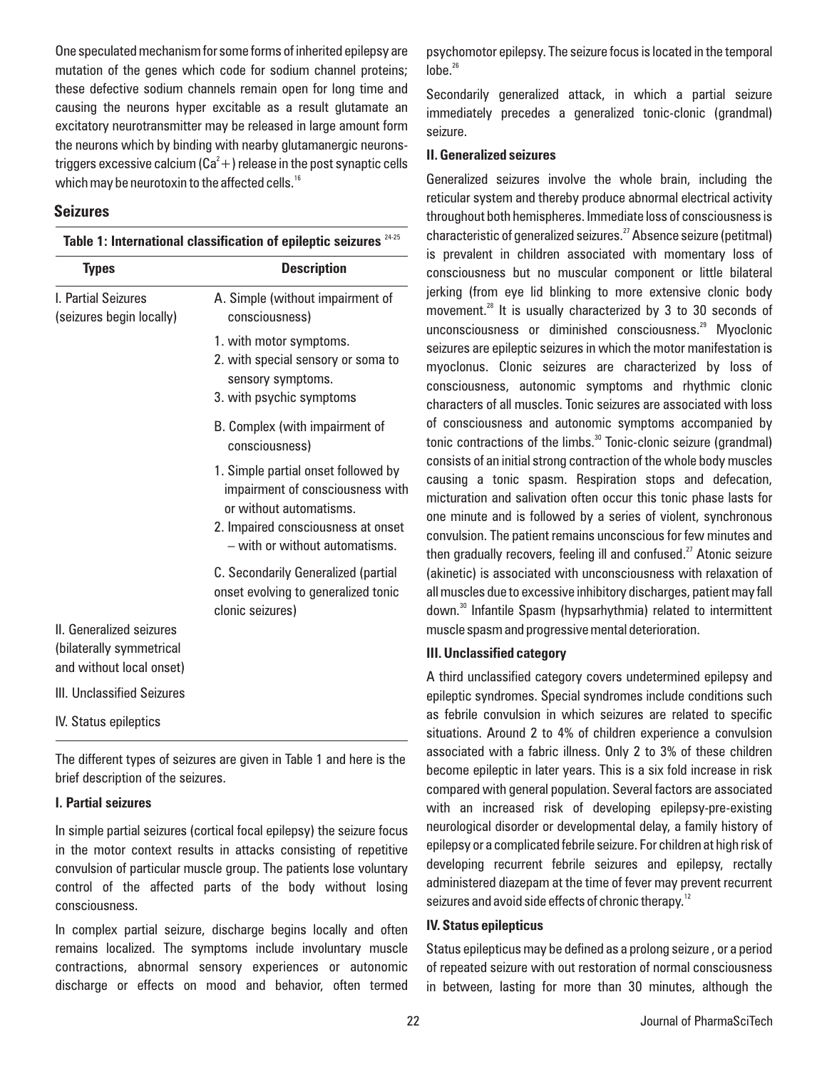One speculated mechanism for some forms of inherited epilepsy are mutation of the genes which code for sodium channel proteins; these defective sodium channels remain open for long time and causing the neurons hyper excitable as a result glutamate an excitatory neurotransmitter may be released in large amount form the neurons which by binding with nearby glutamanergic neurons-triggers excessive calcium ($Ca^{2}+$) release in the post synaptic cells which may be neurotoxin to the affected cells.[16]

## Seizures

**Table 1: International classification of epileptic seizures** [24-25]

| Types | Description |
|---|---|
| I. Partial Seizures (seizures begin locally) | A. Simple (without impairment of consciousness) |
| | 1. with motor symptoms. |
| | 2. with special sensory or soma to sensory symptoms. |
| | 3. with psychic symptoms |
| | B. Complex (with impairment of consciousness) |
| | 1. Simple partial onset followed by impairment of consciousness with or without automatisms. |
| | 2. Impaired consciousness at onset – with or without automatisms. |
| | C. Secondarily Generalized (partial onset evolving to generalized tonic clonic seizures) |
| II. Generalized seizures (bilaterally symmetrical and without local onset) | |
| III. Unclassified Seizures | |
| IV. Status epileptics | |

The different types of seizures are given in Table 1 and here is the brief description of the seizures.

### I. Partial seizures

In simple partial seizures (cortical focal epilepsy) the seizure focus in the motor context results in attacks consisting of repetitive convulsion of particular muscle group. The patients lose voluntary control of the affected parts of the body without losing consciousness.

In complex partial seizure, discharge begins locally and often remains localized. The symptoms include involuntary muscle contractions, abnormal sensory experiences or autonomic discharge or effects on mood and behavior, often termed psychomotor epilepsy. The seizure focus is located in the temporal lobe.[26]

Secondarily generalized attack, in which a partial seizure immediately precedes a generalized tonic-clonic (grandmal) seizure.

### II. Generalized seizures

Generalized seizures involve the whole brain, including the reticular system and thereby produce abnormal electrical activity throughout both hemispheres. Immediate loss of consciousness is characteristic of generalized seizures.[27] Absence seizure (petitmal) is prevalent in children associated with momentary loss of consciousness but no muscular component or little bilateral jerking (from eye lid blinking to more extensive clonic body movement.[28] It is usually characterized by 3 to 30 seconds of unconsciousness or diminished consciousness.[29] Myoclonic seizures are epileptic seizures in which the motor manifestation is myoclonus. Clonic seizures are characterized by loss of consciousness, autonomic symptoms and rhythmic clonic characters of all muscles. Tonic seizures are associated with loss of consciousness and autonomic symptoms accompanied by tonic contractions of the limbs.[30] Tonic-clonic seizure (grandmal) consists of an initial strong contraction of the whole body muscles causing a tonic spasm. Respiration stops and defecation, micturation and salivation often occur this tonic phase lasts for one minute and is followed by a series of violent, synchronous convulsion. The patient remains unconscious for few minutes and then gradually recovers, feeling ill and confused.[27] Atonic seizure (akinetic) is associated with unconsciousness with relaxation of all muscles due to excessive inhibitory discharges, patient may fall down.[30] Infantile Spasm (hypsarhythmia) related to intermittent muscle spasm and progressive mental deterioration.

### III. Unclassified category

A third unclassified category covers undetermined epilepsy and epileptic syndromes. Special syndromes include conditions such as febrile convulsion in which seizures are related to specific situations. Around 2 to 4% of children experience a convulsion associated with a fabric illness. Only 2 to 3% of these children become epileptic in later years. This is a six fold increase in risk compared with general population. Several factors are associated with an increased risk of developing epilepsy-pre-existing neurological disorder or developmental delay, a family history of epilepsy or a complicated febrile seizure. For children at high risk of developing recurrent febrile seizures and epilepsy, rectally administered diazepam at the time of fever may prevent recurrent seizures and avoid side effects of chronic therapy.[12]

### IV. Status epilepticus

Status epilepticus may be defined as a prolong seizure , or a period of repeated seizure with out restoration of normal consciousness in between, lasting for more than 30 minutes, although the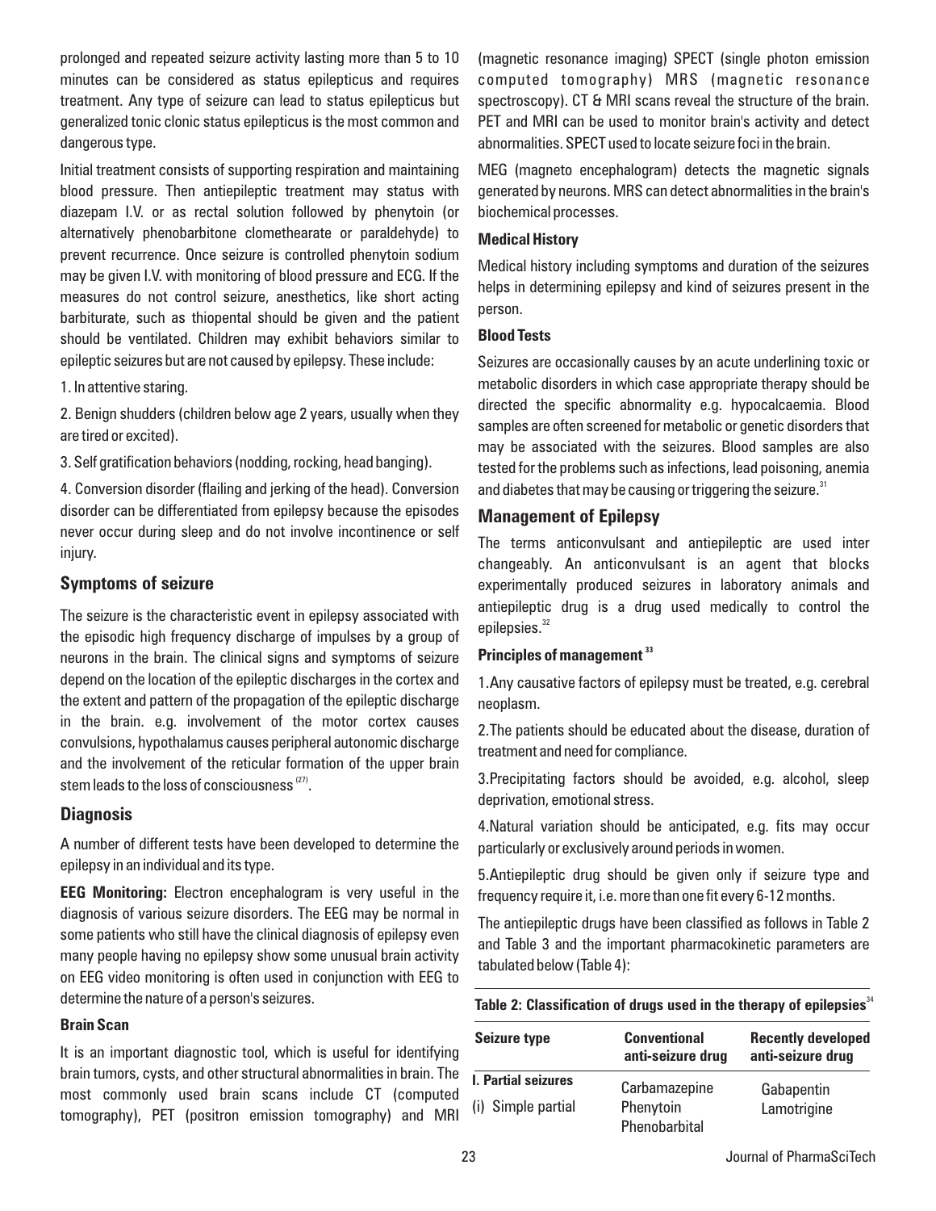prolonged and repeated seizure activity lasting more than 5 to 10 minutes can be considered as status epilepticus and requires treatment. Any type of seizure can lead to status epilepticus but generalized tonic clonic status epilepticus is the most common and dangerous type.

Initial treatment consists of supporting respiration and maintaining blood pressure. Then antiepileptic treatment may status with diazepam I.V. or as rectal solution followed by phenytoin (or alternatively phenobarbitone clomethearate or paraldehyde) to prevent recurrence. Once seizure is controlled phenytoin sodium may be given I.V. with monitoring of blood pressure and ECG. If the measures do not control seizure, anesthetics, like short acting barbiturate, such as thiopental should be given and the patient should be ventilated. Children may exhibit behaviors similar to epileptic seizures but are not caused by epilepsy. These include:

1. In attentive staring.
2. Benign shudders (children below age 2 years, usually when they are tired or excited).
3. Self gratification behaviors (nodding, rocking, head banging).
4. Conversion disorder (flailing and jerking of the head). Conversion disorder can be differentiated from epilepsy because the episodes never occur during sleep and do not involve incontinence or self injury.

## Symptoms of seizure

The seizure is the characteristic event in epilepsy associated with the episodic high frequency discharge of impulses by a group of neurons in the brain. The clinical signs and symptoms of seizure depend on the location of the epileptic discharges in the cortex and the extent and pattern of the propagation of the epileptic discharge in the brain. e.g. involvement of the motor cortex causes convulsions, hypothalamus causes peripheral autonomic discharge and the involvement of the reticular formation of the upper brain stem leads to the loss of consciousness [27].

## Diagnosis

A number of different tests have been developed to determine the epilepsy in an individual and its type.

**EEG Monitoring:** Electron encephalogram is very useful in the diagnosis of various seizure disorders. The EEG may be normal in some patients who still have the clinical diagnosis of epilepsy even many people having no epilepsy show some unusual brain activity on EEG video monitoring is often used in conjunction with EEG to determine the nature of a person's seizures.

### Brain Scan

It is an important diagnostic tool, which is useful for identifying brain tumors, cysts, and other structural abnormalities in brain. The most commonly used brain scans include CT (computed tomography), PET (positron emission tomography) and MRI (magnetic resonance imaging) SPECT (single photon emission computed tomography) MRS (magnetic resonance spectroscopy). CT & MRI scans reveal the structure of the brain. PET and MRI can be used to monitor brain's activity and detect abnormalities. SPECT used to locate seizure foci in the brain.

MEG (magneto encephalogram) detects the magnetic signals generated by neurons. MRS can detect abnormalities in the brain's biochemical processes.

### Medical History

Medical history including symptoms and duration of the seizures helps in determining epilepsy and kind of seizures present in the person.

### Blood Tests

Seizures are occasionally causes by an acute underlining toxic or metabolic disorders in which case appropriate therapy should be directed the specific abnormality e.g. hypocalcaemia. Blood samples are often screened for metabolic or genetic disorders that may be associated with the seizures. Blood samples are also tested for the problems such as infections, lead poisoning, anemia and diabetes that may be causing or triggering the seizure.[31]

## Management of Epilepsy

The terms anticonvulsant and antiepileptic are used inter changeably. An anticonvulsant is an agent that blocks experimentally produced seizures in laboratory animals and antiepileptic drug is a drug used medically to control the epilepsies.[32]

### Principles of management [33]

1. Any causative factors of epilepsy must be treated, e.g. cerebral neoplasm.
2. The patients should be educated about the disease, duration of treatment and need for compliance.
3. Precipitating factors should be avoided, e.g. alcohol, sleep deprivation, emotional stress.
4. Natural variation should be anticipated, e.g. fits may occur particularly or exclusively around periods in women.
5. Antiepileptic drug should be given only if seizure type and frequency require it, i.e. more than one fit every 6-12 months.

The antiepileptic drugs have been classified as follows in Table 2 and Table 3 and the important pharmacokinetic parameters are tabulated below (Table 4):

**Table 2: Classification of drugs used in the therapy of epilepsies**[34]

| Seizure type | Conventional anti-seizure drug | Recently developed anti-seizure drug |
|---|---|---|
| **I. Partial seizures** | | |
| (i) Simple partial | Carbamazepine<br>Phenytoin<br>Phenobarbital | Gabapentin<br>Lamotrigine |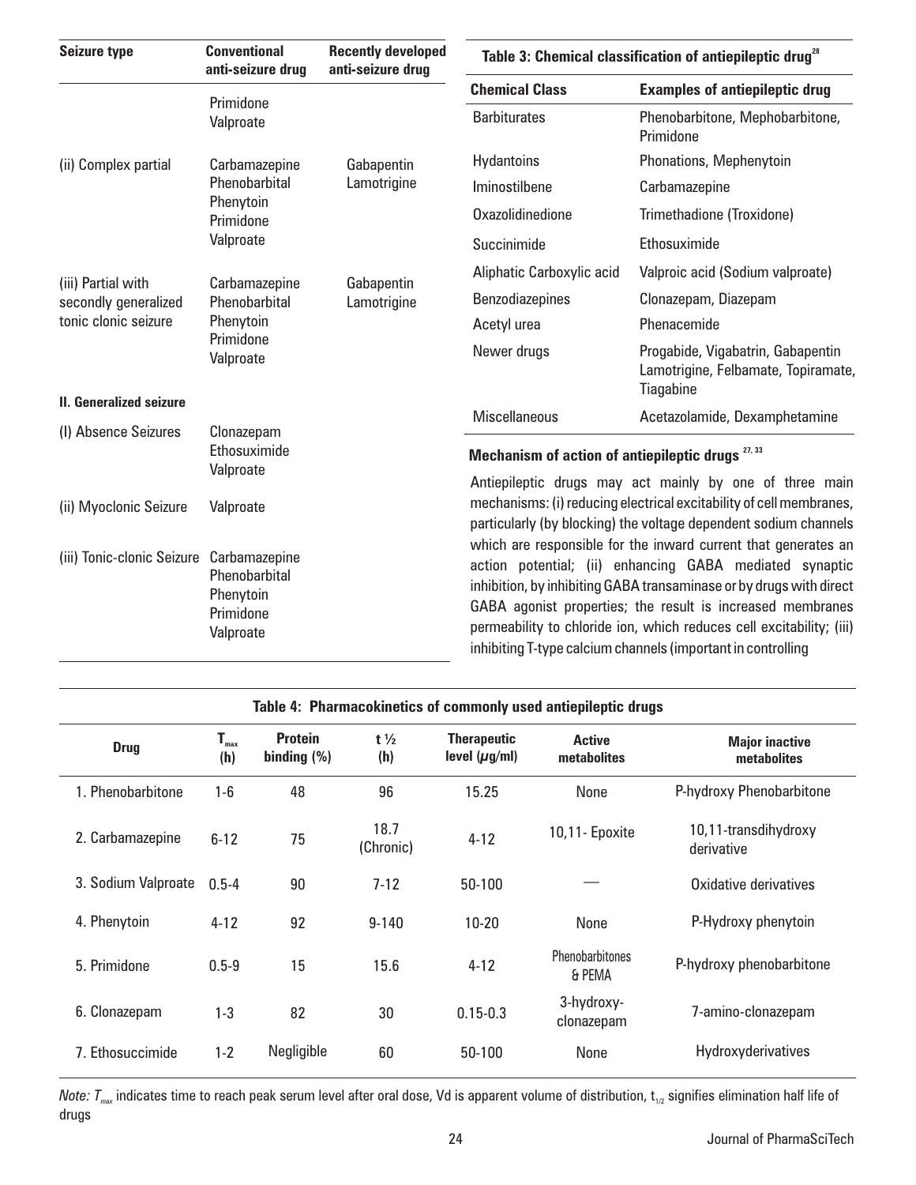| Seizure type | Conventional anti-seizure drug | Recently developed anti-seizure drug |
|---|---|---|
| | Primidone<br>Valproate | |
| (ii) Complex partial | Carbamazepine<br>Phenobarbital<br>Phenytoin<br>Primidone<br>Valproate | Gabapentin<br>Lamotrigine |
| (iii) Partial with secondly generalized tonic clonic seizure | Carbamazepine<br>Phenobarbital<br>Phenytoin<br>Primidone<br>Valproate | Gabapentin<br>Lamotrigine |
| **II. Generalized seizure** | | |
| (I) Absence Seizures | Clonazepam<br>Ethosuximide<br>Valproate | |
| (ii) Myoclonic Seizure | Valproate | |
| (iii) Tonic-clonic Seizure | Carbamazepine<br>Phenobarbital<br>Phenytoin<br>Primidone<br>Valproate | |

**Table 3: Chemical classification of antiepileptic drug[28]**

| Chemical Class | Examples of antiepileptic drug |
|---|---|
| Barbiturates | Phenobarbitone, Mephobarbitone, Primidone |
| Hydantoins | Phonations, Mephenytoin |
| Iminostilbene | Carbamazepine |
| Oxazolidinedione | Trimethadione (Troxidone) |
| Succinimide | Ethosuximide |
| Aliphatic Carboxylic acid | Valproic acid (Sodium valproate) |
| Benzodiazepines | Clonazepam, Diazepam |
| Acetyl urea | Phenacemide |
| Newer drugs | Progabide, Vigabatrin, Gabapentin Lamotrigine, Felbamate, Topiramate, Tiagabine |
| Miscellaneous | Acetazolamide, Dexamphetamine |

### Mechanism of action of antiepileptic drugs [27, 33]

Antiepileptic drugs may act mainly by one of three main mechanisms: (i) reducing electrical excitability of cell membranes, particularly (by blocking) the voltage dependent sodium channels which are responsible for the inward current that generates an action potential; (ii) enhancing GABA mediated synaptic inhibition, by inhibiting GABA transaminase or by drugs with direct GABA agonist properties; the result is increased membranes permeability to chloride ion, which reduces cell excitability; (iii) inhibiting T-type calcium channels (important in controlling

**Table 4: Pharmacokinetics of commonly used antiepileptic drugs**

| Drug | $T_{max}$ (h) | Protein binding (%) | t ½ (h) | Therapeutic level ($\mu$g/ml) | Active metabolites | Major inactive metabolites |
|---|---|---|---|---|---|---|
| 1. Phenobarbitone | 1-6 | 48 | 96 | 15.25 | None | P-hydroxy Phenobarbitone |
| 2. Carbamazepine | 6-12 | 75 | 18.7 (Chronic) | 4-12 | 10,11- Epoxite | 10,11-transdihydroxy derivative |
| 3. Sodium Valproate | 0.5-4 | 90 | 7-12 | 50-100 | — | Oxidative derivatives |
| 4. Phenytoin | 4-12 | 92 | 9-140 | 10-20 | None | P-Hydroxy phenytoin |
| 5. Primidone | 0.5-9 | 15 | 15.6 | 4-12 | Phenobarbitones & PEMA | P-hydroxy phenobarbitone |
| 6. Clonazepam | 1-3 | 82 | 30 | 0.15-0.3 | 3-hydroxy-clonazepam | 7-amino-clonazepam |
| 7. Ethosuccimide | 1-2 | Negligible | 60 | 50-100 | None | Hydroxyderivatives |

*Note: $T_{max}$* indicates time to reach peak serum level after oral dose, Vd is apparent volume of distribution, $t_{1/2}$ signifies elimination half life of drugs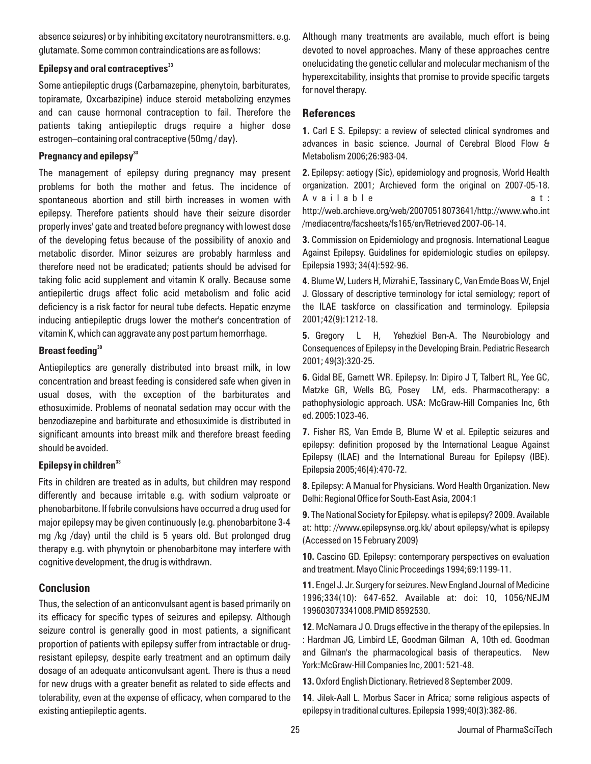absence seizures) or by inhibiting excitatory neurotransmitters. e.g. glutamate. Some common contraindications are as follows:

### Epilepsy and oral contraceptives[33]

Some antiepileptic drugs (Carbamazepine, phenytoin, barbiturates, topiramate, Oxcarbazipine) induce steroid metabolizing enzymes and can cause hormonal contraception to fail. Therefore the patients taking antiepileptic drugs require a higher dose estrogen–containing oral contraceptive (50mg / day).

### Pregnancy and epilepsy[33]

The management of epilepsy during pregnancy may present problems for both the mother and fetus. The incidence of spontaneous abortion and still birth increases in women with epilepsy. Therefore patients should have their seizure disorder properly inves' gate and treated before pregnancy with lowest dose of the developing fetus because of the possibility of anoxio and metabolic disorder. Minor seizures are probably harmless and therefore need not be eradicated; patients should be advised for taking folic acid supplement and vitamin K orally. Because some antiepilertic drugs affect folic acid metabolism and folic acid deficiency is a risk factor for neural tube defects. Hepatic enzyme inducing antiepileptic drugs lower the mother's concentration of vitamin K, which can aggravate any post partum hemorrhage.

### Breast feeding[30]

Antiepileptics are generally distributed into breast milk, in low concentration and breast feeding is considered safe when given in usual doses, with the exception of the barbiturates and ethosuximide. Problems of neonatal sedation may occur with the benzodiazepine and barbiturate and ethosuximide is distributed in significant amounts into breast milk and therefore breast feeding should be avoided.

### Epilepsy in children[33]

Fits in children are treated as in adults, but children may respond differently and because irritable e.g. with sodium valproate or phenobarbitone. If febrile convulsions have occurred a drug used for major epilepsy may be given continuously (e.g. phenobarbitone 3-4 mg /kg /day) until the child is 5 years old. But prolonged drug therapy e.g. with phynytoin or phenobarbitone may interfere with cognitive development, the drug is withdrawn.

## Conclusion

Thus, the selection of an anticonvulsant agent is based primarily on its efficacy for specific types of seizures and epilepsy. Although seizure control is generally good in most patients, a significant proportion of patients with epilepsy suffer from intractable or drug-resistant epilepsy, despite early treatment and an optimum daily dosage of an adequate anticonvulsant agent. There is thus a need for new drugs with a greater benefit as related to side effects and tolerability, even at the expense of efficacy, when compared to the existing antiepileptic agents.

Although many treatments are available, much effort is being devoted to novel approaches. Many of these approaches centre onelucidating the genetic cellular and molecular mechanism of the hyperexcitability, insights that promise to provide specific targets for novel therapy.

## References

**1.** Carl E S. Epilepsy: a review of selected clinical syndromes and advances in basic science. Journal of Cerebral Blood Flow & Metabolism 2006;26:983-04.

**2.** Epilepsy: aetiogy (Sic), epidemiology and prognosis, World Health organization. 2001; Archieved form the original on 2007-05-18. Available at: http://web.archieve.org/web/20070518073641/http://www.who.int /mediacentre/facsheets/fs165/en/Retrieved 2007-06-14.

**3.** Commission on Epidemiology and prognosis. International League Against Epilepsy. Guidelines for epidemiologic studies on epilepsy. Epilepsia 1993; 34(4):592-96.

**4.** Blume W, Luders H, Mizrahi E, Tassinary C, Van Emde Boas W, Enjel J. Glossary of descriptive terminology for ictal semiology; report of the ILAE taskforce on classification and terminology. Epilepsia 2001;42(9):1212-18.

**5.** Gregory L H, Yehezkiel Ben-A. The Neurobiology and Consequences of Epilepsy in the Developing Brain. Pediatric Research 2001; 49(3):320-25.

**6.** Gidal BE, Garnett WR. Epilepsy. In: Dipiro J T, Talbert RL, Yee GC, Matzke GR, Wells BG, Posey LM, eds. Pharmacotherapy: a pathophysiologic approach. USA: McGraw-Hill Companies Inc, 6th ed. 2005:1023-46.

**7.** Fisher RS, Van Emde B, Blume W et al. Epileptic seizures and epilepsy: definition proposed by the International League Against Epilepsy (ILAE) and the International Bureau for Epilepsy (IBE). Epilepsia 2005;46(4):470-72.

**8**. Epilepsy: A Manual for Physicians. Word Health Organization. New Delhi: Regional Office for South-East Asia, 2004:1

**9.** The National Society for Epilepsy. what is epilepsy? 2009. Available at: http: //www.epilepsynse.org.kk/ about epilepsy/what is epilepsy (Accessed on 15 February 2009)

**10.** Cascino GD. Epilepsy: contemporary perspectives on evaluation and treatment. Mayo Clinic Proceedings 1994;69:1199-11.

**11.** Engel J. Jr. Surgery for seizures. New England Journal of Medicine 1996;334(10): 647-652. Available at: doi: 10, 1056/NEJM 199603073341008.PMID 8592530.

**12**. McNamara J O. Drugs effective in the therapy of the epilepsies. In : Hardman JG, Limbird LE, Goodman Gilman A, 10th ed. Goodman and Gilman's the pharmacological basis of therapeutics. New York:McGraw-Hill Companies Inc, 2001: 521-48.

**13.** Oxford English Dictionary. Retrieved 8 September 2009.

**14**. Jilek-Aall L. Morbus Sacer in Africa; some religious aspects of epilepsy in traditional cultures. Epilepsia 1999;40(3):382-86.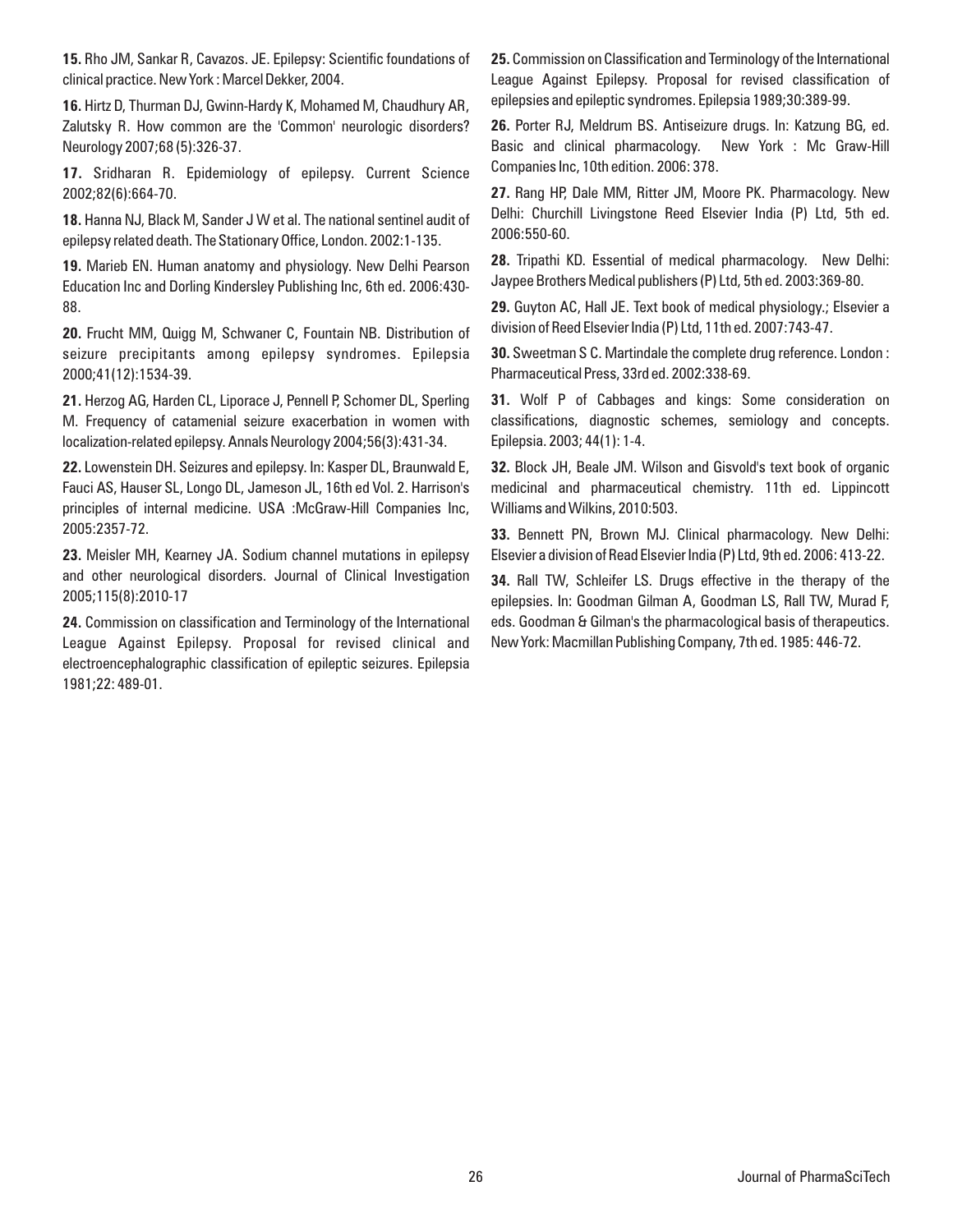**15.** Rho JM, Sankar R, Cavazos. JE. Epilepsy: Scientific foundations of clinical practice. New York : Marcel Dekker, 2004.

**16.** Hirtz D, Thurman DJ, Gwinn-Hardy K, Mohamed M, Chaudhury AR, Zalutsky R. How common are the 'Common' neurologic disorders? Neurology 2007;68 (5):326-37.

**17.** Sridharan R. Epidemiology of epilepsy. Current Science 2002;82(6):664-70.

**18.** Hanna NJ, Black M, Sander J W et al. The national sentinel audit of epilepsy related death. The Stationary Office, London. 2002:1-135.

**19.** Marieb EN. Human anatomy and physiology. New Delhi Pearson Education Inc and Dorling Kindersley Publishing Inc, 6th ed. 2006:430-88.

**20.** Frucht MM, Quigg M, Schwaner C, Fountain NB. Distribution of seizure precipitants among epilepsy syndromes. Epilepsia 2000;41(12):1534-39.

**21.** Herzog AG, Harden CL, Liporace J, Pennell P, Schomer DL, Sperling M. Frequency of catamenial seizure exacerbation in women with localization-related epilepsy. Annals Neurology 2004;56(3):431-34.

**22.** Lowenstein DH. Seizures and epilepsy. In: Kasper DL, Braunwald E, Fauci AS, Hauser SL, Longo DL, Jameson JL, 16th ed Vol. 2. Harrison's principles of internal medicine. USA :McGraw-Hill Companies Inc, 2005:2357-72.

**23.** Meisler MH, Kearney JA. Sodium channel mutations in epilepsy and other neurological disorders. Journal of Clinical Investigation 2005;115(8):2010-17

**24.** Commission on classification and Terminology of the International League Against Epilepsy. Proposal for revised clinical and electroencephalographic classification of epileptic seizures. Epilepsia 1981;22: 489-01.

**25.** Commission on Classification and Terminology of the International League Against Epilepsy. Proposal for revised classification of epilepsies and epileptic syndromes. Epilepsia 1989;30:389-99.

**26.** Porter RJ, Meldrum BS. Antiseizure drugs. In: Katzung BG, ed. Basic and clinical pharmacology. New York : Mc Graw-Hill Companies Inc, 10th edition. 2006: 378.

**27.** Rang HP, Dale MM, Ritter JM, Moore PK. Pharmacology. New Delhi: Churchill Livingstone Reed Elsevier India (P) Ltd, 5th ed. 2006:550-60.

**28.** Tripathi KD. Essential of medical pharmacology. New Delhi: Jaypee Brothers Medical publishers (P) Ltd, 5th ed. 2003:369-80.

**29.** Guyton AC, Hall JE. Text book of medical physiology.; Elsevier a division of Reed Elsevier India (P) Ltd, 11th ed. 2007:743-47.

**30.** Sweetman S C. Martindale the complete drug reference. London : Pharmaceutical Press, 33rd ed. 2002:338-69.

**31.** Wolf P of Cabbages and kings: Some consideration on classifications, diagnostic schemes, semiology and concepts. Epilepsia. 2003; 44(1): 1-4.

**32.** Block JH, Beale JM. Wilson and Gisvold's text book of organic medicinal and pharmaceutical chemistry. 11th ed. Lippincott Williams and Wilkins, 2010:503.

**33.** Bennett PN, Brown MJ. Clinical pharmacology. New Delhi: Elsevier a division of Read Elsevier India (P) Ltd, 9th ed. 2006: 413-22.

**34.** Rall TW, Schleifer LS. Drugs effective in the therapy of the epilepsies. In: Goodman Gilman A, Goodman LS, Rall TW, Murad F, eds. Goodman & Gilman's the pharmacological basis of therapeutics. New York: Macmillan Publishing Company, 7th ed. 1985: 446-72.